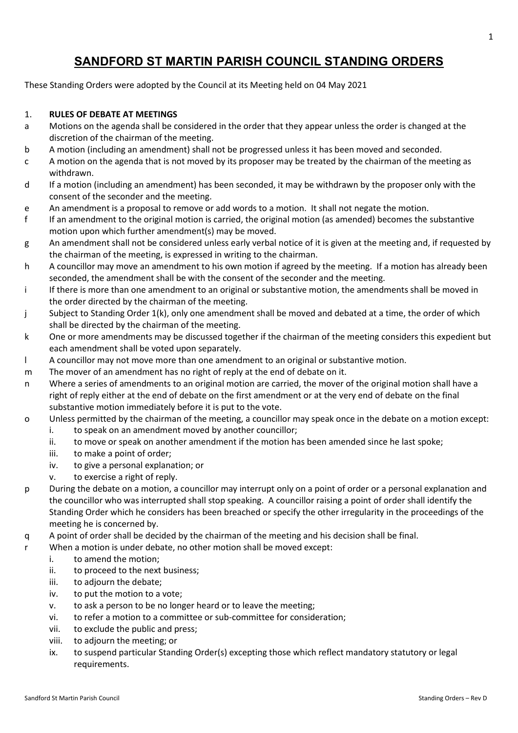# SANDFORD ST MARTIN PARISH COUNCIL STANDING ORDERS

These Standing Orders were adopted by the Council at its Meeting held on 04 May 2021

## 1. RULES OF DEBATE AT MEETINGS

a. Motions on the agenda shall be considered in the order that they appear unless the order is changed at the discretion of the chairman of the meeting.
b. A motion (including an amendment) shall not be progressed unless it has been moved and seconded.
c. A motion on the agenda that is not moved by its proposer may be treated by the chairman of the meeting as withdrawn.
d. If a motion (including an amendment) has been seconded, it may be withdrawn by the proposer only with the consent of the seconder and the meeting.
e. An amendment is a proposal to remove or add words to a motion. It shall not negate the motion.
f. If an amendment to the original motion is carried, the original motion (as amended) becomes the substantive motion upon which further amendment(s) may be moved.
g. An amendment shall not be considered unless early verbal notice of it is given at the meeting and, if requested by the chairman of the meeting, is expressed in writing to the chairman.
h. A councillor may move an amendment to his own motion if agreed by the meeting. If a motion has already been seconded, the amendment shall be with the consent of the seconder and the meeting.
i. If there is more than one amendment to an original or substantive motion, the amendments shall be moved in the order directed by the chairman of the meeting.
j. Subject to Standing Order 1(k), only one amendment shall be moved and debated at a time, the order of which shall be directed by the chairman of the meeting.
k. One or more amendments may be discussed together if the chairman of the meeting considers this expedient but each amendment shall be voted upon separately.
l. A councillor may not move more than one amendment to an original or substantive motion.
m. The mover of an amendment has no right of reply at the end of debate on it.
n. Where a series of amendments to an original motion are carried, the mover of the original motion shall have a right of reply either at the end of debate on the first amendment or at the very end of debate on the final substantive motion immediately before it is put to the vote.
o. Unless permitted by the chairman of the meeting, a councillor may speak once in the debate on a motion except:
   i. to speak on an amendment moved by another councillor;
   ii. to move or speak on another amendment if the motion has been amended since he last spoke;
   iii. to make a point of order;
   iv. to give a personal explanation; or
   v. to exercise a right of reply.
p. During the debate on a motion, a councillor may interrupt only on a point of order or a personal explanation and the councillor who was interrupted shall stop speaking. A councillor raising a point of order shall identify the Standing Order which he considers has been breached or specify the other irregularity in the proceedings of the meeting he is concerned by.
q. A point of order shall be decided by the chairman of the meeting and his decision shall be final.
r. When a motion is under debate, no other motion shall be moved except:
   i. to amend the motion;
   ii. to proceed to the next business;
   iii. to adjourn the debate;
   iv. to put the motion to a vote;
   v. to ask a person to be no longer heard or to leave the meeting;
   vi. to refer a motion to a committee or sub-committee for consideration;
   vii. to exclude the public and press;
   viii. to adjourn the meeting; or
   ix. to suspend particular Standing Order(s) excepting those which reflect mandatory statutory or legal requirements.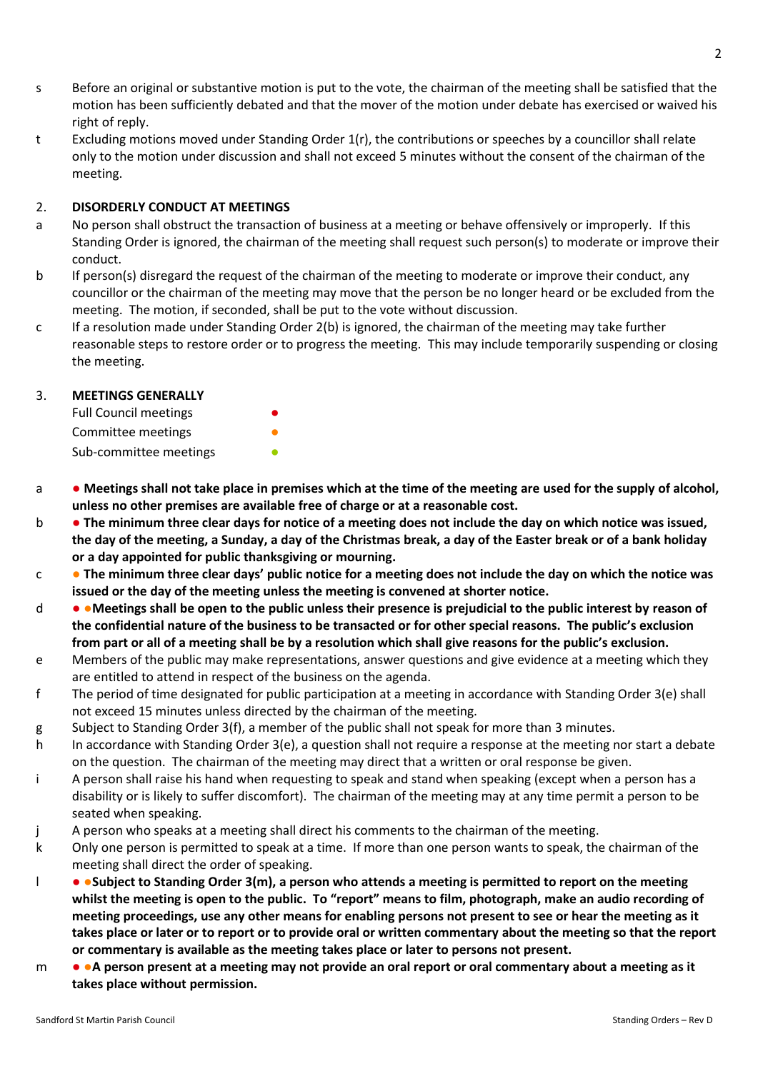s Before an original or substantive motion is put to the vote, the chairman of the meeting shall be satisfied that the motion has been sufficiently debated and that the mover of the motion under debate has exercised or waived his right of reply.

t Excluding motions moved under Standing Order 1(r), the contributions or speeches by a councillor shall relate only to the motion under discussion and shall not exceed 5 minutes without the consent of the chairman of the meeting.

## 2. DISORDERLY CONDUCT AT MEETINGS

a No person shall obstruct the transaction of business at a meeting or behave offensively or improperly. If this Standing Order is ignored, the chairman of the meeting shall request such person(s) to moderate or improve their conduct.

b If person(s) disregard the request of the chairman of the meeting to moderate or improve their conduct, any councillor or the chairman of the meeting may move that the person be no longer heard or be excluded from the meeting. The motion, if seconded, shall be put to the vote without discussion.

c If a resolution made under Standing Order 2(b) is ignored, the chairman of the meeting may take further reasonable steps to restore order or to progress the meeting. This may include temporarily suspending or closing the meeting.

## 3. MEETINGS GENERALLY

Full Council meetings ●
Committee meetings ●
Sub-committee meetings ●

a **● Meetings shall not take place in premises which at the time of the meeting are used for the supply of alcohol, unless no other premises are available free of charge or at a reasonable cost.**

b **● The minimum three clear days for notice of a meeting does not include the day on which notice was issued, the day of the meeting, a Sunday, a day of the Christmas break, a day of the Easter break or of a bank holiday or a day appointed for public thanksgiving or mourning.**

c **● The minimum three clear days' public notice for a meeting does not include the day on which the notice was issued or the day of the meeting unless the meeting is convened at shorter notice.**

d **● ●Meetings shall be open to the public unless their presence is prejudicial to the public interest by reason of the confidential nature of the business to be transacted or for other special reasons. The public's exclusion from part or all of a meeting shall be by a resolution which shall give reasons for the public's exclusion.**

e Members of the public may make representations, answer questions and give evidence at a meeting which they are entitled to attend in respect of the business on the agenda.

f The period of time designated for public participation at a meeting in accordance with Standing Order 3(e) shall not exceed 15 minutes unless directed by the chairman of the meeting.

g Subject to Standing Order 3(f), a member of the public shall not speak for more than 3 minutes.

h In accordance with Standing Order 3(e), a question shall not require a response at the meeting nor start a debate on the question. The chairman of the meeting may direct that a written or oral response be given.

i A person shall raise his hand when requesting to speak and stand when speaking (except when a person has a disability or is likely to suffer discomfort). The chairman of the meeting may at any time permit a person to be seated when speaking.

j A person who speaks at a meeting shall direct his comments to the chairman of the meeting.

k Only one person is permitted to speak at a time. If more than one person wants to speak, the chairman of the meeting shall direct the order of speaking.

l **● ●Subject to Standing Order 3(m), a person who attends a meeting is permitted to report on the meeting whilst the meeting is open to the public. To "report" means to film, photograph, make an audio recording of meeting proceedings, use any other means for enabling persons not present to see or hear the meeting as it takes place or later or to report or to provide oral or written commentary about the meeting so that the report or commentary is available as the meeting takes place or later to persons not present.**

m **● ●A person present at a meeting may not provide an oral report or oral commentary about a meeting as it takes place without permission.**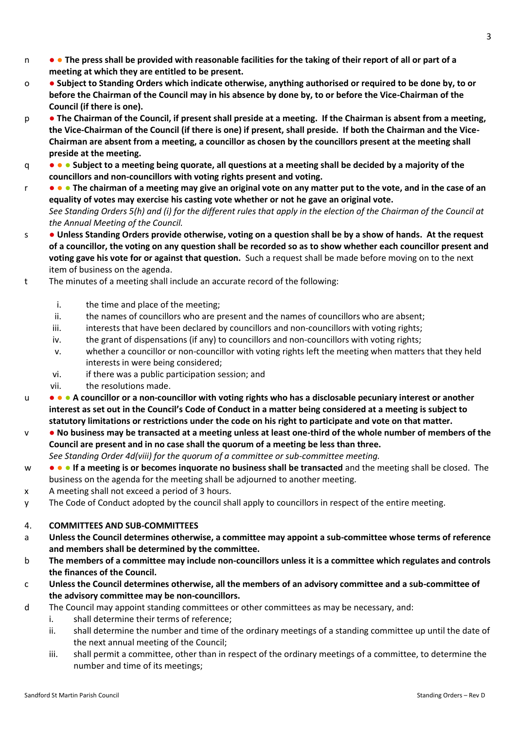n ● ● **The press shall be provided with reasonable facilities for the taking of their report of all or part of a meeting at which they are entitled to be present.**

o ● **Subject to Standing Orders which indicate otherwise, anything authorised or required to be done by, to or before the Chairman of the Council may in his absence by done by, to or before the Vice-Chairman of the Council (if there is one).**

p ● **The Chairman of the Council, if present shall preside at a meeting. If the Chairman is absent from a meeting, the Vice-Chairman of the Council (if there is one) if present, shall preside. If both the Chairman and the Vice-Chairman are absent from a meeting, a councillor as chosen by the councillors present at the meeting shall preside at the meeting.**

q ● ● ● **Subject to a meeting being quorate, all questions at a meeting shall be decided by a majority of the councillors and non-councillors with voting rights present and voting.**

r ● ● ● **The chairman of a meeting may give an original vote on any matter put to the vote, and in the case of an equality of votes may exercise his casting vote whether or not he gave an original vote.**
*See Standing Orders 5(h) and (i) for the different rules that apply in the election of the Chairman of the Council at the Annual Meeting of the Council.*

s ● **Unless Standing Orders provide otherwise, voting on a question shall be by a show of hands. At the request of a councillor, the voting on any question shall be recorded so as to show whether each councillor present and voting gave his vote for or against that question.** Such a request shall be made before moving on to the next item of business on the agenda.

t The minutes of a meeting shall include an accurate record of the following:

i. the time and place of the meeting;
ii. the names of councillors who are present and the names of councillors who are absent;
iii. interests that have been declared by councillors and non-councillors with voting rights;
iv. the grant of dispensations (if any) to councillors and non-councillors with voting rights;
v. whether a councillor or non-councillor with voting rights left the meeting when matters that they held interests in were being considered;
vi. if there was a public participation session; and
vii. the resolutions made.

u ● ● ● **A councillor or a non-councillor with voting rights who has a disclosable pecuniary interest or another interest as set out in the Council's Code of Conduct in a matter being considered at a meeting is subject to statutory limitations or restrictions under the code on his right to participate and vote on that matter.**

v ● **No business may be transacted at a meeting unless at least one-third of the whole number of members of the Council are present and in no case shall the quorum of a meeting be less than three.**
*See Standing Order 4d(viii) for the quorum of a committee or sub-committee meeting.*

w ● ● ● **If a meeting is or becomes inquorate no business shall be transacted** and the meeting shall be closed. The business on the agenda for the meeting shall be adjourned to another meeting.

x A meeting shall not exceed a period of 3 hours.

y The Code of Conduct adopted by the council shall apply to councillors in respect of the entire meeting.

## 4. COMMITTEES AND SUB-COMMITTEES

a **Unless the Council determines otherwise, a committee may appoint a sub-committee whose terms of reference and members shall be determined by the committee.**

b **The members of a committee may include non-councillors unless it is a committee which regulates and controls the finances of the Council.**

c **Unless the Council determines otherwise, all the members of an advisory committee and a sub-committee of the advisory committee may be non-councillors.**

d The Council may appoint standing committees or other committees as may be necessary, and:

i. shall determine their terms of reference;
ii. shall determine the number and time of the ordinary meetings of a standing committee up until the date of the next annual meeting of the Council;
iii. shall permit a committee, other than in respect of the ordinary meetings of a committee, to determine the number and time of its meetings;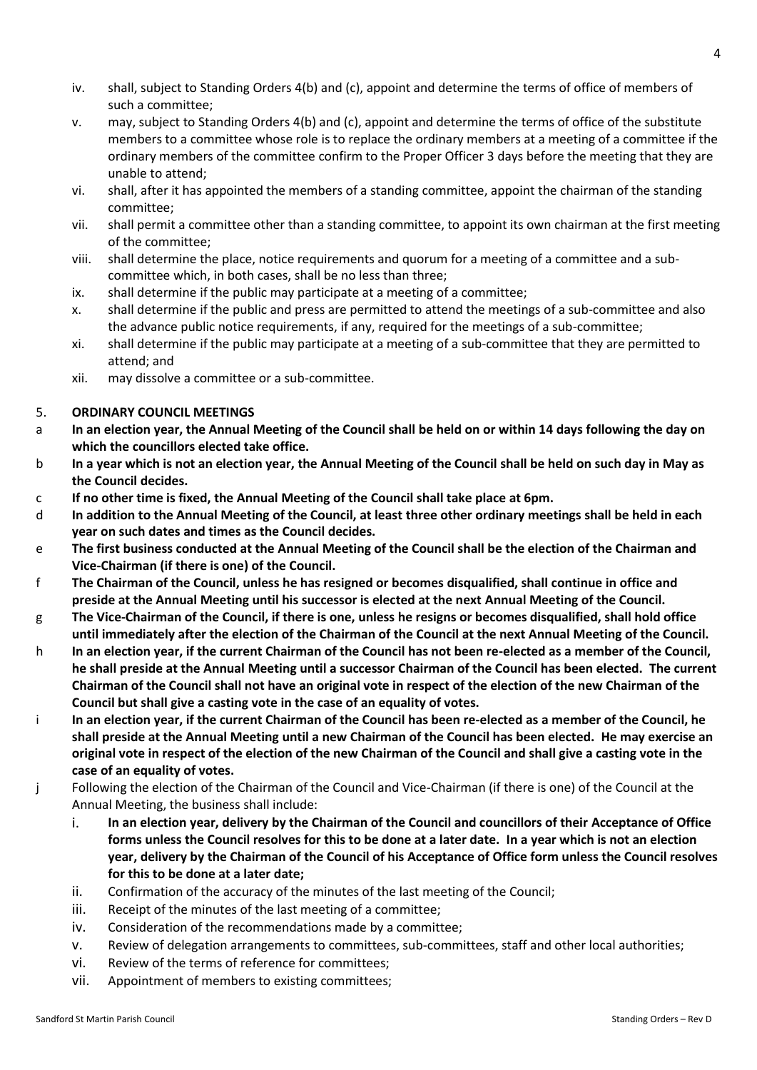iv. shall, subject to Standing Orders 4(b) and (c), appoint and determine the terms of office of members of such a committee;
v. may, subject to Standing Orders 4(b) and (c), appoint and determine the terms of office of the substitute members to a committee whose role is to replace the ordinary members at a meeting of a committee if the ordinary members of the committee confirm to the Proper Officer 3 days before the meeting that they are unable to attend;
vi. shall, after it has appointed the members of a standing committee, appoint the chairman of the standing committee;
vii. shall permit a committee other than a standing committee, to appoint its own chairman at the first meeting of the committee;
viii. shall determine the place, notice requirements and quorum for a meeting of a committee and a sub-committee which, in both cases, shall be no less than three;
ix. shall determine if the public may participate at a meeting of a committee;
x. shall determine if the public and press are permitted to attend the meetings of a sub-committee and also the advance public notice requirements, if any, required for the meetings of a sub-committee;
xi. shall determine if the public may participate at a meeting of a sub-committee that they are permitted to attend; and
xii. may dissolve a committee or a sub-committee.

5. **ORDINARY COUNCIL MEETINGS**

a **In an election year, the Annual Meeting of the Council shall be held on or within 14 days following the day on which the councillors elected take office.**

b **In a year which is not an election year, the Annual Meeting of the Council shall be held on such day in May as the Council decides.**

c **If no other time is fixed, the Annual Meeting of the Council shall take place at 6pm.**

d **In addition to the Annual Meeting of the Council, at least three other ordinary meetings shall be held in each year on such dates and times as the Council decides.**

e **The first business conducted at the Annual Meeting of the Council shall be the election of the Chairman and Vice-Chairman (if there is one) of the Council.**

f **The Chairman of the Council, unless he has resigned or becomes disqualified, shall continue in office and preside at the Annual Meeting until his successor is elected at the next Annual Meeting of the Council.**

g **The Vice-Chairman of the Council, if there is one, unless he resigns or becomes disqualified, shall hold office until immediately after the election of the Chairman of the Council at the next Annual Meeting of the Council.**

h **In an election year, if the current Chairman of the Council has not been re-elected as a member of the Council, he shall preside at the Annual Meeting until a successor Chairman of the Council has been elected. The current Chairman of the Council shall not have an original vote in respect of the election of the new Chairman of the Council but shall give a casting vote in the case of an equality of votes.**

i **In an election year, if the current Chairman of the Council has been re-elected as a member of the Council, he shall preside at the Annual Meeting until a new Chairman of the Council has been elected. He may exercise an original vote in respect of the election of the new Chairman of the Council and shall give a casting vote in the case of an equality of votes.**

j Following the election of the Chairman of the Council and Vice-Chairman (if there is one) of the Council at the Annual Meeting, the business shall include:

i. **In an election year, delivery by the Chairman of the Council and councillors of their Acceptance of Office forms unless the Council resolves for this to be done at a later date. In a year which is not an election year, delivery by the Chairman of the Council of his Acceptance of Office form unless the Council resolves for this to be done at a later date;**
ii. Confirmation of the accuracy of the minutes of the last meeting of the Council;
iii. Receipt of the minutes of the last meeting of a committee;
iv. Consideration of the recommendations made by a committee;
v. Review of delegation arrangements to committees, sub-committees, staff and other local authorities;
vi. Review of the terms of reference for committees;
vii. Appointment of members to existing committees;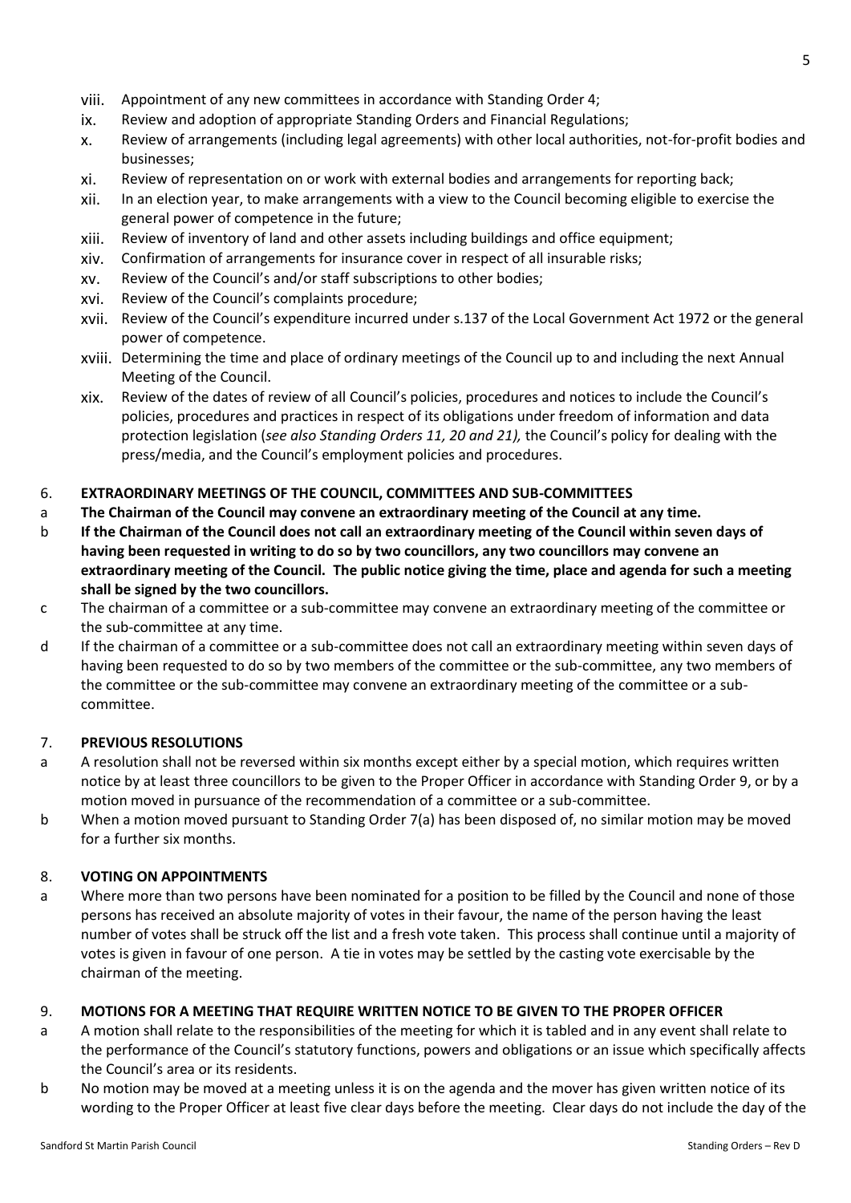viii. Appointment of any new committees in accordance with Standing Order 4;
ix. Review and adoption of appropriate Standing Orders and Financial Regulations;
x. Review of arrangements (including legal agreements) with other local authorities, not-for-profit bodies and businesses;
xi. Review of representation on or work with external bodies and arrangements for reporting back;
xii. In an election year, to make arrangements with a view to the Council becoming eligible to exercise the general power of competence in the future;
xiii. Review of inventory of land and other assets including buildings and office equipment;
xiv. Confirmation of arrangements for insurance cover in respect of all insurable risks;
xv. Review of the Council's and/or staff subscriptions to other bodies;
xvi. Review of the Council's complaints procedure;
xvii. Review of the Council's expenditure incurred under s.137 of the Local Government Act 1972 or the general power of competence.
xviii. Determining the time and place of ordinary meetings of the Council up to and including the next Annual Meeting of the Council.
xix. Review of the dates of review of all Council's policies, procedures and notices to include the Council's policies, procedures and practices in respect of its obligations under freedom of information and data protection legislation (*see also Standing Orders 11, 20 and 21),* the Council's policy for dealing with the press/media, and the Council's employment policies and procedures.

## 6. EXTRAORDINARY MEETINGS OF THE COUNCIL, COMMITTEES AND SUB-COMMITTEES

a **The Chairman of the Council may convene an extraordinary meeting of the Council at any time.**

b **If the Chairman of the Council does not call an extraordinary meeting of the Council within seven days of having been requested in writing to do so by two councillors, any two councillors may convene an extraordinary meeting of the Council. The public notice giving the time, place and agenda for such a meeting shall be signed by the two councillors.**

c The chairman of a committee or a sub-committee may convene an extraordinary meeting of the committee or the sub-committee at any time.

d If the chairman of a committee or a sub-committee does not call an extraordinary meeting within seven days of having been requested to do so by two members of the committee or the sub-committee, any two members of the committee or the sub-committee may convene an extraordinary meeting of the committee or a sub-committee.

## 7. PREVIOUS RESOLUTIONS

a A resolution shall not be reversed within six months except either by a special motion, which requires written notice by at least three councillors to be given to the Proper Officer in accordance with Standing Order 9, or by a motion moved in pursuance of the recommendation of a committee or a sub-committee.

b When a motion moved pursuant to Standing Order 7(a) has been disposed of, no similar motion may be moved for a further six months.

## 8. VOTING ON APPOINTMENTS

a Where more than two persons have been nominated for a position to be filled by the Council and none of those persons has received an absolute majority of votes in their favour, the name of the person having the least number of votes shall be struck off the list and a fresh vote taken. This process shall continue until a majority of votes is given in favour of one person. A tie in votes may be settled by the casting vote exercisable by the chairman of the meeting.

## 9. MOTIONS FOR A MEETING THAT REQUIRE WRITTEN NOTICE TO BE GIVEN TO THE PROPER OFFICER

a A motion shall relate to the responsibilities of the meeting for which it is tabled and in any event shall relate to the performance of the Council's statutory functions, powers and obligations or an issue which specifically affects the Council's area or its residents.

b No motion may be moved at a meeting unless it is on the agenda and the mover has given written notice of its wording to the Proper Officer at least five clear days before the meeting. Clear days do not include the day of the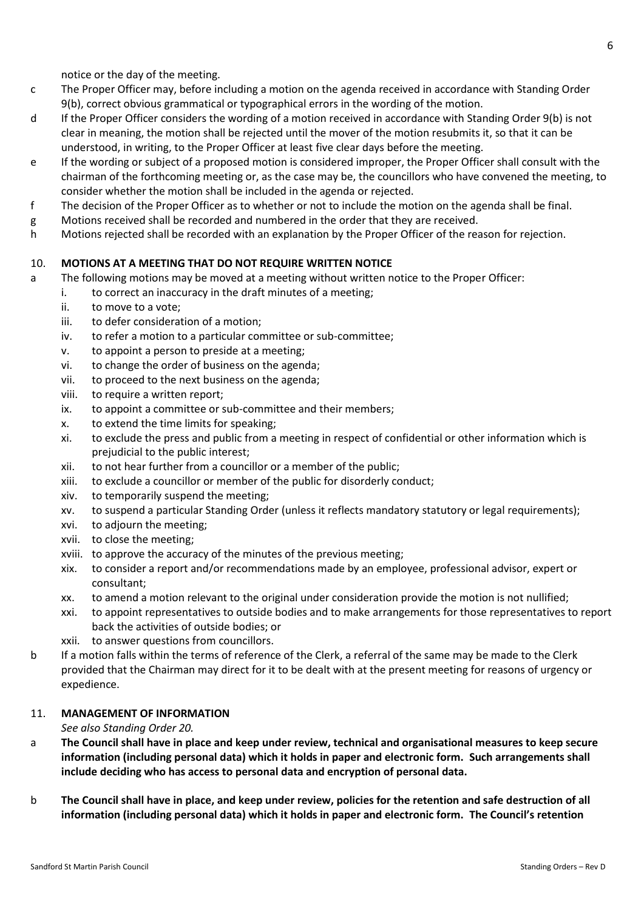notice or the day of the meeting.

c The Proper Officer may, before including a motion on the agenda received in accordance with Standing Order 9(b), correct obvious grammatical or typographical errors in the wording of the motion.

d If the Proper Officer considers the wording of a motion received in accordance with Standing Order 9(b) is not clear in meaning, the motion shall be rejected until the mover of the motion resubmits it, so that it can be understood, in writing, to the Proper Officer at least five clear days before the meeting.

e If the wording or subject of a proposed motion is considered improper, the Proper Officer shall consult with the chairman of the forthcoming meeting or, as the case may be, the councillors who have convened the meeting, to consider whether the motion shall be included in the agenda or rejected.

f The decision of the Proper Officer as to whether or not to include the motion on the agenda shall be final.

g Motions received shall be recorded and numbered in the order that they are received.

h Motions rejected shall be recorded with an explanation by the Proper Officer of the reason for rejection.

## 10. MOTIONS AT A MEETING THAT DO NOT REQUIRE WRITTEN NOTICE

a The following motions may be moved at a meeting without written notice to the Proper Officer:

- i. to correct an inaccuracy in the draft minutes of a meeting;
- ii. to move to a vote;
- iii. to defer consideration of a motion;
- iv. to refer a motion to a particular committee or sub-committee;
- v. to appoint a person to preside at a meeting;
- vi. to change the order of business on the agenda;
- vii. to proceed to the next business on the agenda;
- viii. to require a written report;
- ix. to appoint a committee or sub-committee and their members;
- x. to extend the time limits for speaking;
- xi. to exclude the press and public from a meeting in respect of confidential or other information which is prejudicial to the public interest;
- xii. to not hear further from a councillor or a member of the public;
- xiii. to exclude a councillor or member of the public for disorderly conduct;
- xiv. to temporarily suspend the meeting;
- xv. to suspend a particular Standing Order (unless it reflects mandatory statutory or legal requirements);
- xvi. to adjourn the meeting;
- xvii. to close the meeting;
- xviii. to approve the accuracy of the minutes of the previous meeting;
- xix. to consider a report and/or recommendations made by an employee, professional advisor, expert or consultant;
- xx. to amend a motion relevant to the original under consideration provide the motion is not nullified;
- xxi. to appoint representatives to outside bodies and to make arrangements for those representatives to report back the activities of outside bodies; or
- xxii. to answer questions from councillors.

b If a motion falls within the terms of reference of the Clerk, a referral of the same may be made to the Clerk provided that the Chairman may direct for it to be dealt with at the present meeting for reasons of urgency or expedience.

## 11. MANAGEMENT OF INFORMATION

*See also Standing Order 20.*

a **The Council shall have in place and keep under review, technical and organisational measures to keep secure information (including personal data) which it holds in paper and electronic form. Such arrangements shall include deciding who has access to personal data and encryption of personal data.**

b **The Council shall have in place, and keep under review, policies for the retention and safe destruction of all information (including personal data) which it holds in paper and electronic form. The Council's retention**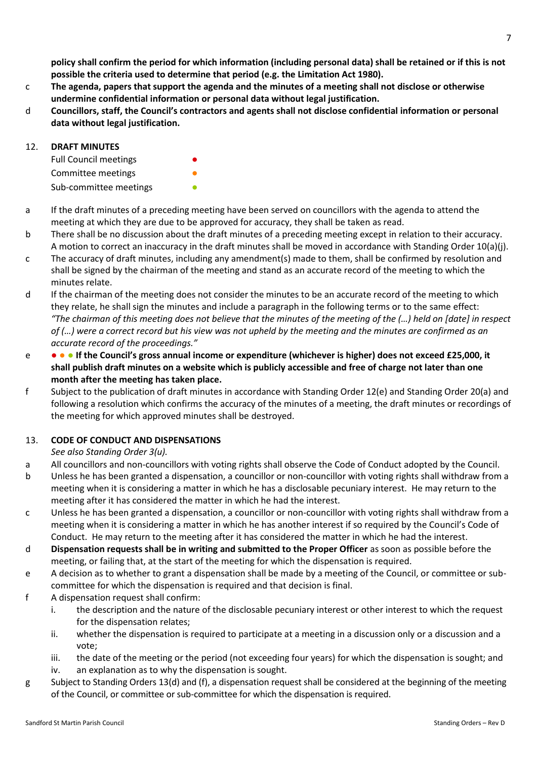**policy shall confirm the period for which information (including personal data) shall be retained or if this is not possible the criteria used to determine that period (e.g. the Limitation Act 1980).**

c **The agenda, papers that support the agenda and the minutes of a meeting shall not disclose or otherwise undermine confidential information or personal data without legal justification.**

d **Councillors, staff, the Council's contractors and agents shall not disclose confidential information or personal data without legal justification.**

## 12. DRAFT MINUTES

Full Council meetings ●
Committee meetings ●
Sub-committee meetings ●

a If the draft minutes of a preceding meeting have been served on councillors with the agenda to attend the meeting at which they are due to be approved for accuracy, they shall be taken as read.

b There shall be no discussion about the draft minutes of a preceding meeting except in relation to their accuracy. A motion to correct an inaccuracy in the draft minutes shall be moved in accordance with Standing Order 10(a)(j).

c The accuracy of draft minutes, including any amendment(s) made to them, shall be confirmed by resolution and shall be signed by the chairman of the meeting and stand as an accurate record of the meeting to which the minutes relate.

d If the chairman of the meeting does not consider the minutes to be an accurate record of the meeting to which they relate, he shall sign the minutes and include a paragraph in the following terms or to the same effect: *"The chairman of this meeting does not believe that the minutes of the meeting of the (…) held on [date] in respect of (…) were a correct record but his view was not upheld by the meeting and the minutes are confirmed as an accurate record of the proceedings."*

e ● ● ● **If the Council's gross annual income or expenditure (whichever is higher) does not exceed £25,000, it shall publish draft minutes on a website which is publicly accessible and free of charge not later than one month after the meeting has taken place.**

f Subject to the publication of draft minutes in accordance with Standing Order 12(e) and Standing Order 20(a) and following a resolution which confirms the accuracy of the minutes of a meeting, the draft minutes or recordings of the meeting for which approved minutes shall be destroyed.

## 13. CODE OF CONDUCT AND DISPENSATIONS

*See also Standing Order 3(u).*

a All councillors and non-councillors with voting rights shall observe the Code of Conduct adopted by the Council.

b Unless he has been granted a dispensation, a councillor or non-councillor with voting rights shall withdraw from a meeting when it is considering a matter in which he has a disclosable pecuniary interest. He may return to the meeting after it has considered the matter in which he had the interest.

c Unless he has been granted a dispensation, a councillor or non-councillor with voting rights shall withdraw from a meeting when it is considering a matter in which he has another interest if so required by the Council's Code of Conduct. He may return to the meeting after it has considered the matter in which he had the interest.

d **Dispensation requests shall be in writing and submitted to the Proper Officer** as soon as possible before the meeting, or failing that, at the start of the meeting for which the dispensation is required.

e A decision as to whether to grant a dispensation shall be made by a meeting of the Council, or committee or sub-committee for which the dispensation is required and that decision is final.

f A dispensation request shall confirm:
   i. the description and the nature of the disclosable pecuniary interest or other interest to which the request for the dispensation relates;
   ii. whether the dispensation is required to participate at a meeting in a discussion only or a discussion and a vote;
   iii. the date of the meeting or the period (not exceeding four years) for which the dispensation is sought; and
   iv. an explanation as to why the dispensation is sought.

g Subject to Standing Orders 13(d) and (f), a dispensation request shall be considered at the beginning of the meeting of the Council, or committee or sub-committee for which the dispensation is required.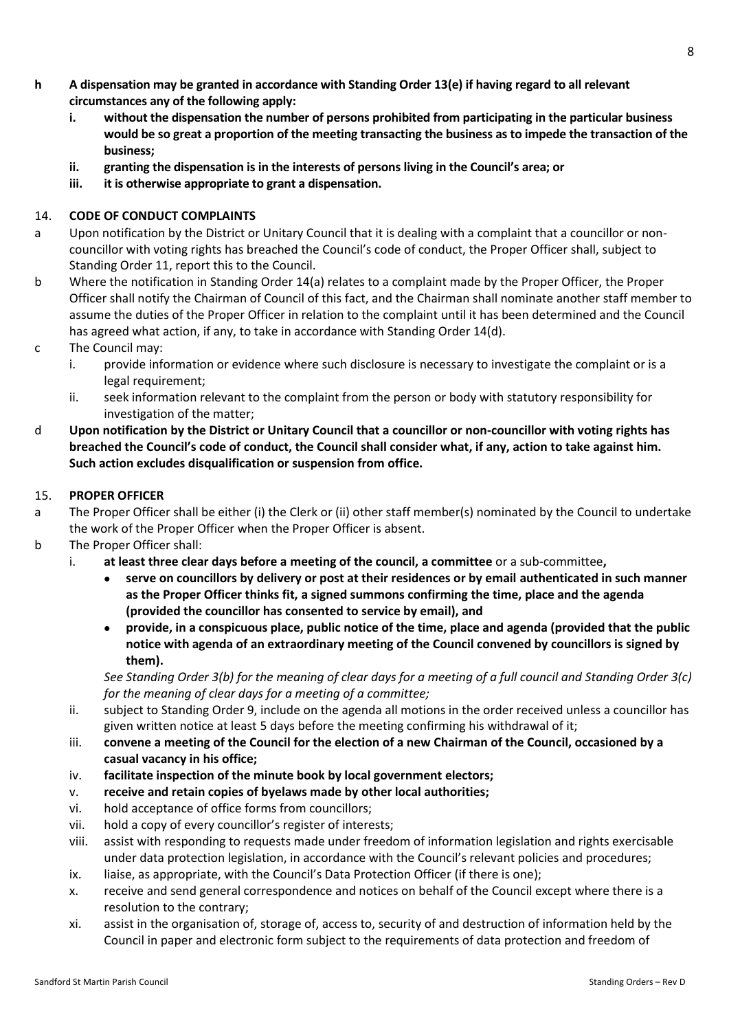**h A dispensation may be granted in accordance with Standing Order 13(e) if having regard to all relevant circumstances any of the following apply:**

- **i. without the dispensation the number of persons prohibited from participating in the particular business would be so great a proportion of the meeting transacting the business as to impede the transaction of the business;**
- **ii. granting the dispensation is in the interests of persons living in the Council's area; or**
- **iii. it is otherwise appropriate to grant a dispensation.**

## 14. CODE OF CONDUCT COMPLAINTS

a Upon notification by the District or Unitary Council that it is dealing with a complaint that a councillor or non-councillor with voting rights has breached the Council's code of conduct, the Proper Officer shall, subject to Standing Order 11, report this to the Council.

b Where the notification in Standing Order 14(a) relates to a complaint made by the Proper Officer, the Proper Officer shall notify the Chairman of Council of this fact, and the Chairman shall nominate another staff member to assume the duties of the Proper Officer in relation to the complaint until it has been determined and the Council has agreed what action, if any, to take in accordance with Standing Order 14(d).

c The Council may:

- i. provide information or evidence where such disclosure is necessary to investigate the complaint or is a legal requirement;
- ii. seek information relevant to the complaint from the person or body with statutory responsibility for investigation of the matter;

d **Upon notification by the District or Unitary Council that a councillor or non-councillor with voting rights has breached the Council's code of conduct, the Council shall consider what, if any, action to take against him. Such action excludes disqualification or suspension from office.**

## 15. PROPER OFFICER

a The Proper Officer shall be either (i) the Clerk or (ii) other staff member(s) nominated by the Council to undertake the work of the Proper Officer when the Proper Officer is absent.

b The Proper Officer shall:

- i. **at least three clear days before a meeting of the council, a committee** or a sub-committee**,**
  - **serve on councillors by delivery or post at their residences or by email authenticated in such manner as the Proper Officer thinks fit, a signed summons confirming the time, place and the agenda (provided the councillor has consented to service by email), and**
  - **provide, in a conspicuous place, public notice of the time, place and agenda (provided that the public notice with agenda of an extraordinary meeting of the Council convened by councillors is signed by them).**

  *See Standing Order 3(b) for the meaning of clear days for a meeting of a full council and Standing Order 3(c) for the meaning of clear days for a meeting of a committee;*
- ii. subject to Standing Order 9, include on the agenda all motions in the order received unless a councillor has given written notice at least 5 days before the meeting confirming his withdrawal of it;
- iii. **convene a meeting of the Council for the election of a new Chairman of the Council, occasioned by a casual vacancy in his office;**
- iv. **facilitate inspection of the minute book by local government electors;**
- v. **receive and retain copies of byelaws made by other local authorities;**
- vi. hold acceptance of office forms from councillors;
- vii. hold a copy of every councillor's register of interests;
- viii. assist with responding to requests made under freedom of information legislation and rights exercisable under data protection legislation, in accordance with the Council's relevant policies and procedures;
- ix. liaise, as appropriate, with the Council's Data Protection Officer (if there is one);
- x. receive and send general correspondence and notices on behalf of the Council except where there is a resolution to the contrary;
- xi. assist in the organisation of, storage of, access to, security of and destruction of information held by the Council in paper and electronic form subject to the requirements of data protection and freedom of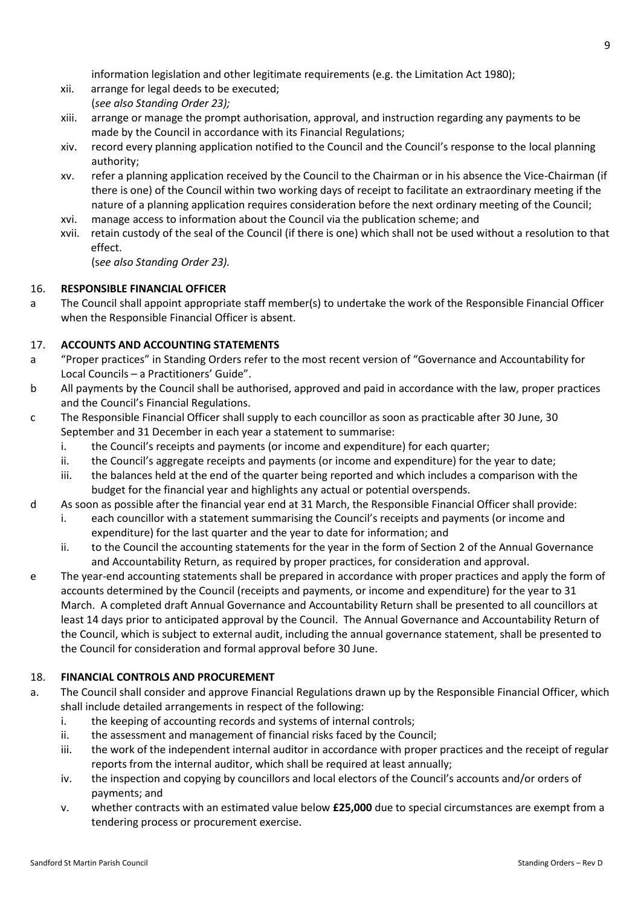information legislation and other legitimate requirements (e.g. the Limitation Act 1980);

xii. arrange for legal deeds to be executed;
(*see also Standing Order 23);*

xiii. arrange or manage the prompt authorisation, approval, and instruction regarding any payments to be made by the Council in accordance with its Financial Regulations;

xiv. record every planning application notified to the Council and the Council's response to the local planning authority;

xv. refer a planning application received by the Council to the Chairman or in his absence the Vice-Chairman (if there is one) of the Council within two working days of receipt to facilitate an extraordinary meeting if the nature of a planning application requires consideration before the next ordinary meeting of the Council;

xvi. manage access to information about the Council via the publication scheme; and

xvii. retain custody of the seal of the Council (if there is one) which shall not be used without a resolution to that effect.
(*see also Standing Order 23).*

## 16. RESPONSIBLE FINANCIAL OFFICER

a The Council shall appoint appropriate staff member(s) to undertake the work of the Responsible Financial Officer when the Responsible Financial Officer is absent.

## 17. ACCOUNTS AND ACCOUNTING STATEMENTS

a "Proper practices" in Standing Orders refer to the most recent version of "Governance and Accountability for Local Councils – a Practitioners' Guide".

b All payments by the Council shall be authorised, approved and paid in accordance with the law, proper practices and the Council's Financial Regulations.

c The Responsible Financial Officer shall supply to each councillor as soon as practicable after 30 June, 30 September and 31 December in each year a statement to summarise:
   i. the Council's receipts and payments (or income and expenditure) for each quarter;
   ii. the Council's aggregate receipts and payments (or income and expenditure) for the year to date;
   iii. the balances held at the end of the quarter being reported and which includes a comparison with the budget for the financial year and highlights any actual or potential overspends.

d As soon as possible after the financial year end at 31 March, the Responsible Financial Officer shall provide:
   i. each councillor with a statement summarising the Council's receipts and payments (or income and expenditure) for the last quarter and the year to date for information; and
   ii. to the Council the accounting statements for the year in the form of Section 2 of the Annual Governance and Accountability Return, as required by proper practices, for consideration and approval.

e The year-end accounting statements shall be prepared in accordance with proper practices and apply the form of accounts determined by the Council (receipts and payments, or income and expenditure) for the year to 31 March. A completed draft Annual Governance and Accountability Return shall be presented to all councillors at least 14 days prior to anticipated approval by the Council. The Annual Governance and Accountability Return of the Council, which is subject to external audit, including the annual governance statement, shall be presented to the Council for consideration and formal approval before 30 June.

## 18. FINANCIAL CONTROLS AND PROCUREMENT

a. The Council shall consider and approve Financial Regulations drawn up by the Responsible Financial Officer, which shall include detailed arrangements in respect of the following:
   i. the keeping of accounting records and systems of internal controls;
   ii. the assessment and management of financial risks faced by the Council;
   iii. the work of the independent internal auditor in accordance with proper practices and the receipt of regular reports from the internal auditor, which shall be required at least annually;
   iv. the inspection and copying by councillors and local electors of the Council's accounts and/or orders of payments; and
   v. whether contracts with an estimated value below **£25,000** due to special circumstances are exempt from a tendering process or procurement exercise.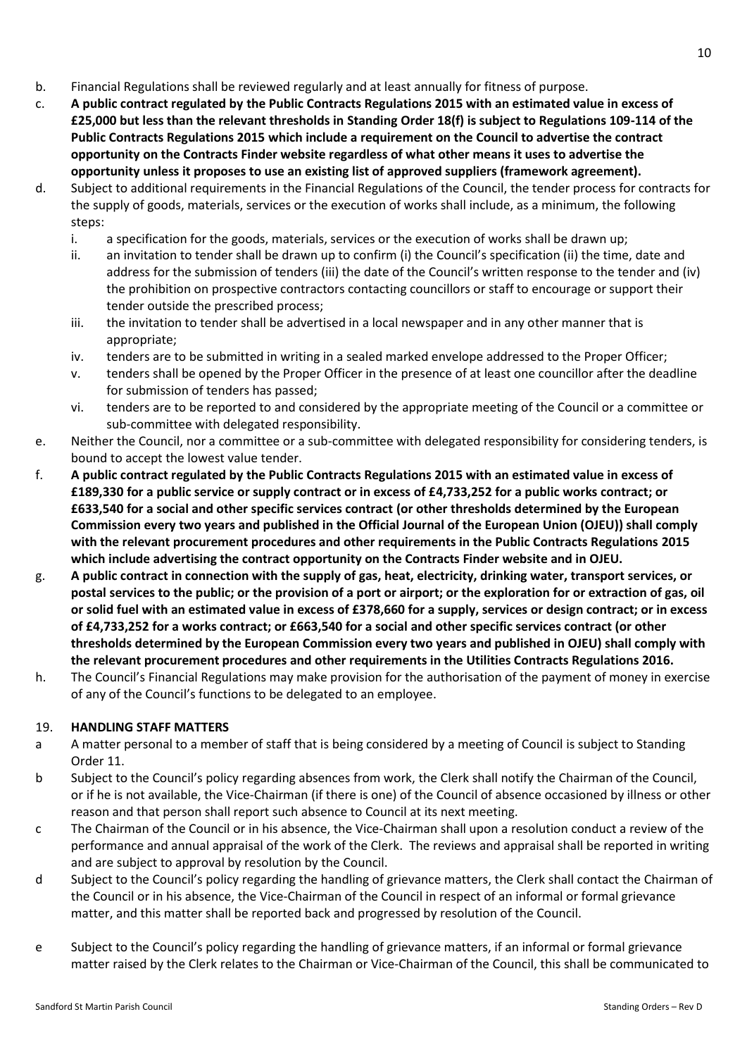b. Financial Regulations shall be reviewed regularly and at least annually for fitness of purpose.

c. **A public contract regulated by the Public Contracts Regulations 2015 with an estimated value in excess of £25,000 but less than the relevant thresholds in Standing Order 18(f) is subject to Regulations 109-114 of the Public Contracts Regulations 2015 which include a requirement on the Council to advertise the contract opportunity on the Contracts Finder website regardless of what other means it uses to advertise the opportunity unless it proposes to use an existing list of approved suppliers (framework agreement).**

d. Subject to additional requirements in the Financial Regulations of the Council, the tender process for contracts for the supply of goods, materials, services or the execution of works shall include, as a minimum, the following steps:

   i. a specification for the goods, materials, services or the execution of works shall be drawn up;
   
   ii. an invitation to tender shall be drawn up to confirm (i) the Council's specification (ii) the time, date and address for the submission of tenders (iii) the date of the Council's written response to the tender and (iv) the prohibition on prospective contractors contacting councillors or staff to encourage or support their tender outside the prescribed process;
   
   iii. the invitation to tender shall be advertised in a local newspaper and in any other manner that is appropriate;
   
   iv. tenders are to be submitted in writing in a sealed marked envelope addressed to the Proper Officer;
   
   v. tenders shall be opened by the Proper Officer in the presence of at least one councillor after the deadline for submission of tenders has passed;
   
   vi. tenders are to be reported to and considered by the appropriate meeting of the Council or a committee or sub-committee with delegated responsibility.

e. Neither the Council, nor a committee or a sub-committee with delegated responsibility for considering tenders, is bound to accept the lowest value tender.

f. **A public contract regulated by the Public Contracts Regulations 2015 with an estimated value in excess of £189,330 for a public service or supply contract or in excess of £4,733,252 for a public works contract; or £633,540 for a social and other specific services contract (or other thresholds determined by the European Commission every two years and published in the Official Journal of the European Union (OJEU)) shall comply with the relevant procurement procedures and other requirements in the Public Contracts Regulations 2015 which include advertising the contract opportunity on the Contracts Finder website and in OJEU.**

g. **A public contract in connection with the supply of gas, heat, electricity, drinking water, transport services, or postal services to the public; or the provision of a port or airport; or the exploration for or extraction of gas, oil or solid fuel with an estimated value in excess of £378,660 for a supply, services or design contract; or in excess of £4,733,252 for a works contract; or £663,540 for a social and other specific services contract (or other thresholds determined by the European Commission every two years and published in OJEU) shall comply with the relevant procurement procedures and other requirements in the Utilities Contracts Regulations 2016.**

h. The Council's Financial Regulations may make provision for the authorisation of the payment of money in exercise of any of the Council's functions to be delegated to an employee.

## 19. HANDLING STAFF MATTERS

a A matter personal to a member of staff that is being considered by a meeting of Council is subject to Standing Order 11.

b Subject to the Council's policy regarding absences from work, the Clerk shall notify the Chairman of the Council, or if he is not available, the Vice-Chairman (if there is one) of the Council of absence occasioned by illness or other reason and that person shall report such absence to Council at its next meeting.

c The Chairman of the Council or in his absence, the Vice-Chairman shall upon a resolution conduct a review of the performance and annual appraisal of the work of the Clerk. The reviews and appraisal shall be reported in writing and are subject to approval by resolution by the Council.

d Subject to the Council's policy regarding the handling of grievance matters, the Clerk shall contact the Chairman of the Council or in his absence, the Vice-Chairman of the Council in respect of an informal or formal grievance matter, and this matter shall be reported back and progressed by resolution of the Council.

e Subject to the Council's policy regarding the handling of grievance matters, if an informal or formal grievance matter raised by the Clerk relates to the Chairman or Vice-Chairman of the Council, this shall be communicated to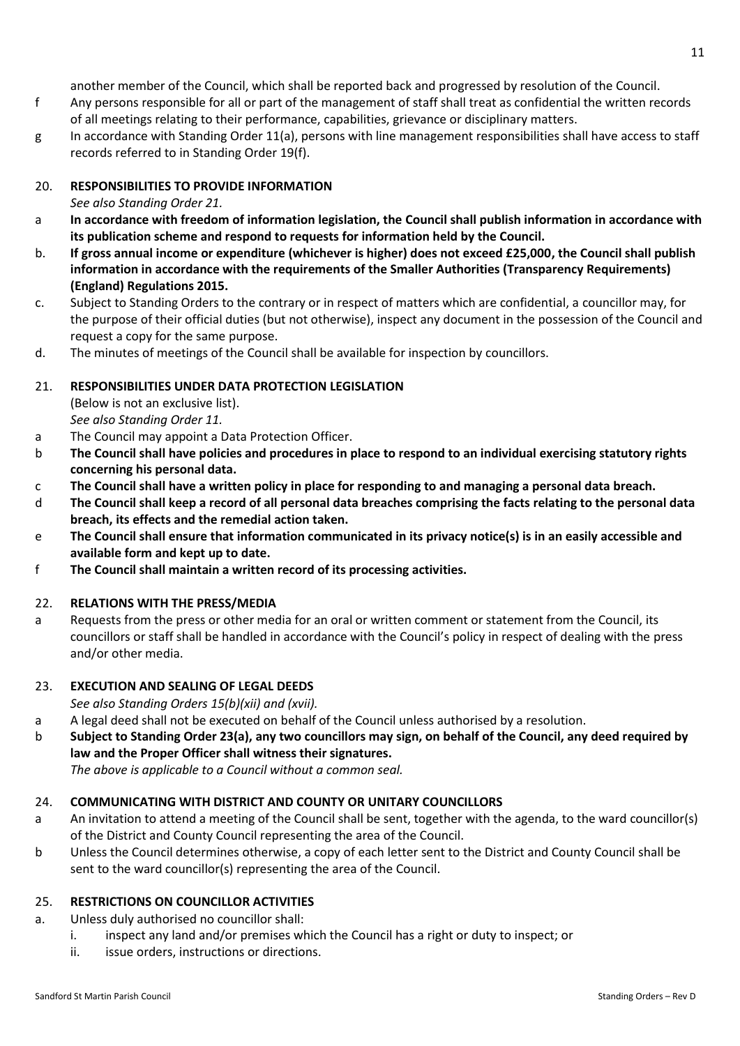another member of the Council, which shall be reported back and progressed by resolution of the Council.

f Any persons responsible for all or part of the management of staff shall treat as confidential the written records of all meetings relating to their performance, capabilities, grievance or disciplinary matters.

g In accordance with Standing Order 11(a), persons with line management responsibilities shall have access to staff records referred to in Standing Order 19(f).

## 20. RESPONSIBILITIES TO PROVIDE INFORMATION

*See also Standing Order 21.*

a **In accordance with freedom of information legislation, the Council shall publish information in accordance with its publication scheme and respond to requests for information held by the Council.**

b. **If gross annual income or expenditure (whichever is higher) does not exceed £25,000, the Council shall publish information in accordance with the requirements of the Smaller Authorities (Transparency Requirements) (England) Regulations 2015.**

c. Subject to Standing Orders to the contrary or in respect of matters which are confidential, a councillor may, for the purpose of their official duties (but not otherwise), inspect any document in the possession of the Council and request a copy for the same purpose.

d. The minutes of meetings of the Council shall be available for inspection by councillors.

## 21. RESPONSIBILITIES UNDER DATA PROTECTION LEGISLATION

(Below is not an exclusive list).

*See also Standing Order 11.*

a The Council may appoint a Data Protection Officer.

b **The Council shall have policies and procedures in place to respond to an individual exercising statutory rights concerning his personal data.**

c **The Council shall have a written policy in place for responding to and managing a personal data breach.**

d **The Council shall keep a record of all personal data breaches comprising the facts relating to the personal data breach, its effects and the remedial action taken.**

e **The Council shall ensure that information communicated in its privacy notice(s) is in an easily accessible and available form and kept up to date.**

f **The Council shall maintain a written record of its processing activities.**

## 22. RELATIONS WITH THE PRESS/MEDIA

a Requests from the press or other media for an oral or written comment or statement from the Council, its councillors or staff shall be handled in accordance with the Council's policy in respect of dealing with the press and/or other media.

## 23. EXECUTION AND SEALING OF LEGAL DEEDS

*See also Standing Orders 15(b)(xii) and (xvii).*

a A legal deed shall not be executed on behalf of the Council unless authorised by a resolution.

b **Subject to Standing Order 23(a), any two councillors may sign, on behalf of the Council, any deed required by law and the Proper Officer shall witness their signatures.**

*The above is applicable to a Council without a common seal.*

## 24. COMMUNICATING WITH DISTRICT AND COUNTY OR UNITARY COUNCILLORS

a An invitation to attend a meeting of the Council shall be sent, together with the agenda, to the ward councillor(s) of the District and County Council representing the area of the Council.

b Unless the Council determines otherwise, a copy of each letter sent to the District and County Council shall be sent to the ward councillor(s) representing the area of the Council.

## 25. RESTRICTIONS ON COUNCILLOR ACTIVITIES

a. Unless duly authorised no councillor shall:

   i. inspect any land and/or premises which the Council has a right or duty to inspect; or

   ii. issue orders, instructions or directions.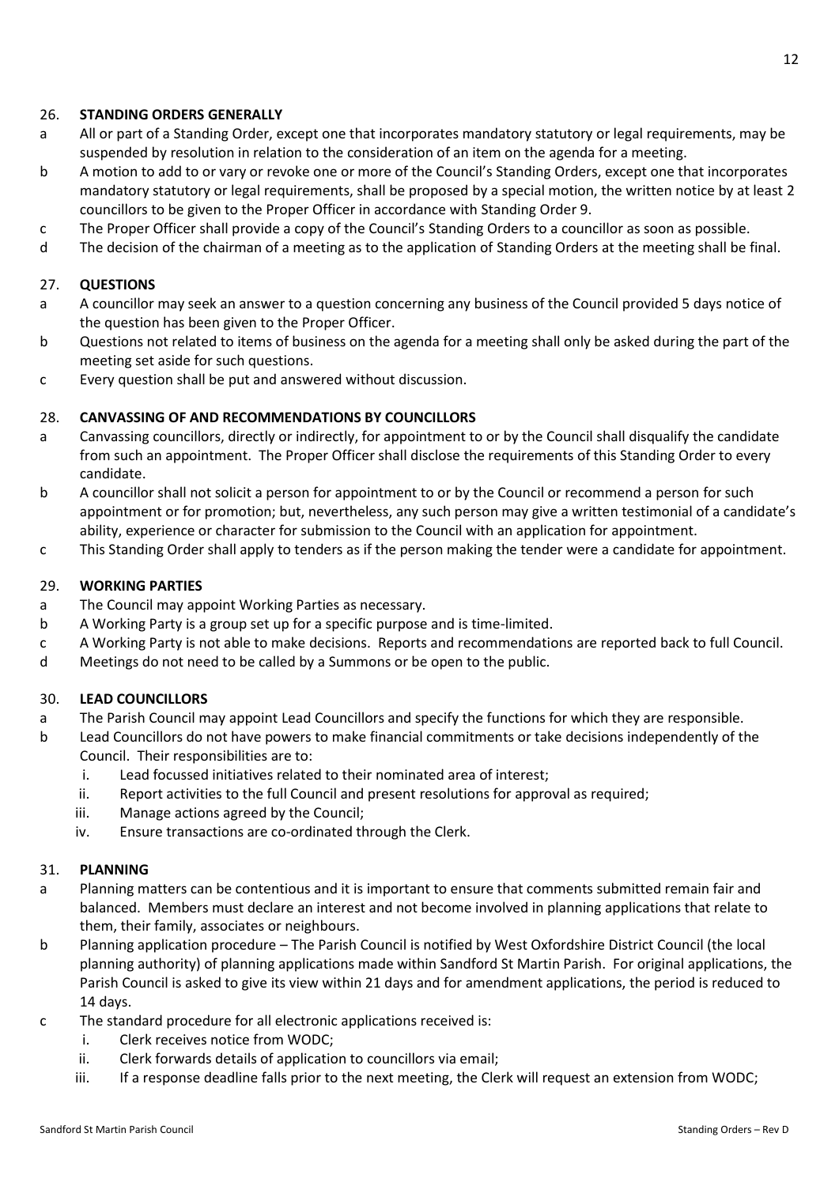## 26. STANDING ORDERS GENERALLY

a All or part of a Standing Order, except one that incorporates mandatory statutory or legal requirements, may be suspended by resolution in relation to the consideration of an item on the agenda for a meeting.

b A motion to add to or vary or revoke one or more of the Council's Standing Orders, except one that incorporates mandatory statutory or legal requirements, shall be proposed by a special motion, the written notice by at least 2 councillors to be given to the Proper Officer in accordance with Standing Order 9.

c The Proper Officer shall provide a copy of the Council's Standing Orders to a councillor as soon as possible.

d The decision of the chairman of a meeting as to the application of Standing Orders at the meeting shall be final.

## 27. QUESTIONS

a A councillor may seek an answer to a question concerning any business of the Council provided 5 days notice of the question has been given to the Proper Officer.

b Questions not related to items of business on the agenda for a meeting shall only be asked during the part of the meeting set aside for such questions.

c Every question shall be put and answered without discussion.

## 28. CANVASSING OF AND RECOMMENDATIONS BY COUNCILLORS

a Canvassing councillors, directly or indirectly, for appointment to or by the Council shall disqualify the candidate from such an appointment. The Proper Officer shall disclose the requirements of this Standing Order to every candidate.

b A councillor shall not solicit a person for appointment to or by the Council or recommend a person for such appointment or for promotion; but, nevertheless, any such person may give a written testimonial of a candidate's ability, experience or character for submission to the Council with an application for appointment.

c This Standing Order shall apply to tenders as if the person making the tender were a candidate for appointment.

## 29. WORKING PARTIES

a The Council may appoint Working Parties as necessary.

b A Working Party is a group set up for a specific purpose and is time-limited.

c A Working Party is not able to make decisions. Reports and recommendations are reported back to full Council.

d Meetings do not need to be called by a Summons or be open to the public.

## 30. LEAD COUNCILLORS

a The Parish Council may appoint Lead Councillors and specify the functions for which they are responsible.

b Lead Councillors do not have powers to make financial commitments or take decisions independently of the Council. Their responsibilities are to:

   i. Lead focussed initiatives related to their nominated area of interest;
   ii. Report activities to the full Council and present resolutions for approval as required;
   iii. Manage actions agreed by the Council;
   iv. Ensure transactions are co-ordinated through the Clerk.

## 31. PLANNING

a Planning matters can be contentious and it is important to ensure that comments submitted remain fair and balanced. Members must declare an interest and not become involved in planning applications that relate to them, their family, associates or neighbours.

b Planning application procedure – The Parish Council is notified by West Oxfordshire District Council (the local planning authority) of planning applications made within Sandford St Martin Parish. For original applications, the Parish Council is asked to give its view within 21 days and for amendment applications, the period is reduced to 14 days.

c The standard procedure for all electronic applications received is:

   i. Clerk receives notice from WODC;
   ii. Clerk forwards details of application to councillors via email;
   iii. If a response deadline falls prior to the next meeting, the Clerk will request an extension from WODC;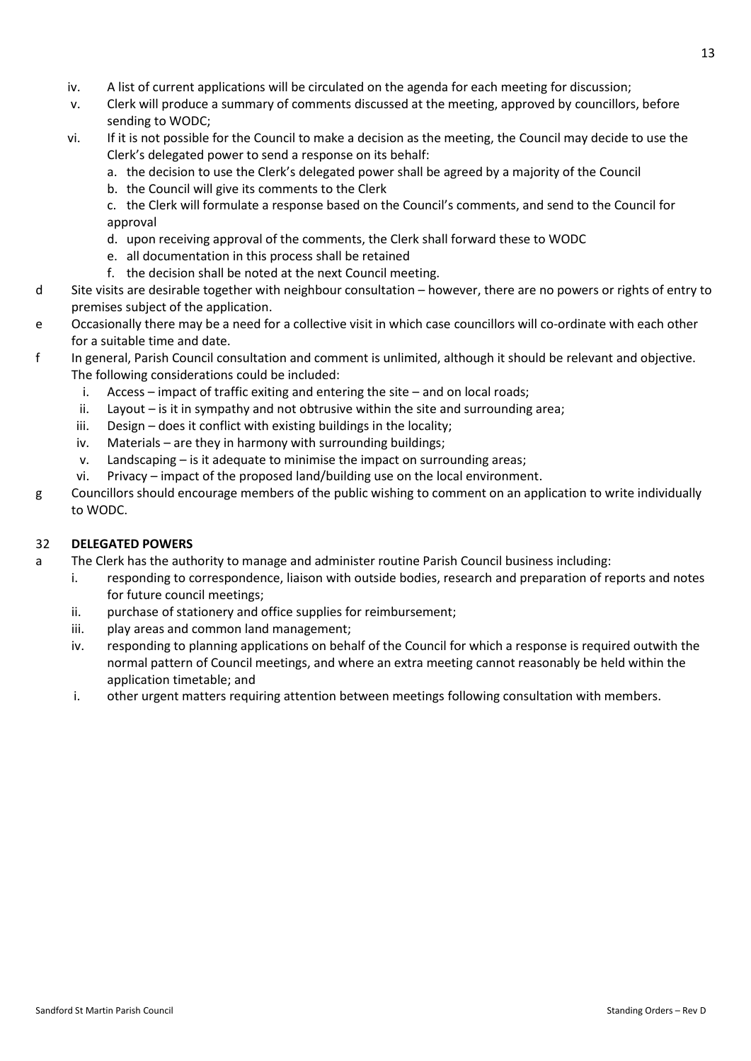iv. A list of current applications will be circulated on the agenda for each meeting for discussion;

v. Clerk will produce a summary of comments discussed at the meeting, approved by councillors, before sending to WODC;

vi. If it is not possible for the Council to make a decision as the meeting, the Council may decide to use the Clerk's delegated power to send a response on its behalf:

   a. the decision to use the Clerk's delegated power shall be agreed by a majority of the Council
   b. the Council will give its comments to the Clerk
   c. the Clerk will formulate a response based on the Council's comments, and send to the Council for approval
   d. upon receiving approval of the comments, the Clerk shall forward these to WODC
   e. all documentation in this process shall be retained
   f. the decision shall be noted at the next Council meeting.

d Site visits are desirable together with neighbour consultation – however, there are no powers or rights of entry to premises subject of the application.

e Occasionally there may be a need for a collective visit in which case councillors will co-ordinate with each other for a suitable time and date.

f In general, Parish Council consultation and comment is unlimited, although it should be relevant and objective. The following considerations could be included:

   i. Access – impact of traffic exiting and entering the site – and on local roads;
   ii. Layout – is it in sympathy and not obtrusive within the site and surrounding area;
   iii. Design – does it conflict with existing buildings in the locality;
   iv. Materials – are they in harmony with surrounding buildings;
   v. Landscaping – is it adequate to minimise the impact on surrounding areas;
   vi. Privacy – impact of the proposed land/building use on the local environment.

g Councillors should encourage members of the public wishing to comment on an application to write individually to WODC.

## 32 **DELEGATED POWERS**

a The Clerk has the authority to manage and administer routine Parish Council business including:

   i. responding to correspondence, liaison with outside bodies, research and preparation of reports and notes for future council meetings;
   ii. purchase of stationery and office supplies for reimbursement;
   iii. play areas and common land management;
   iv. responding to planning applications on behalf of the Council for which a response is required outwith the normal pattern of Council meetings, and where an extra meeting cannot reasonably be held within the application timetable; and
   i. other urgent matters requiring attention between meetings following consultation with members.